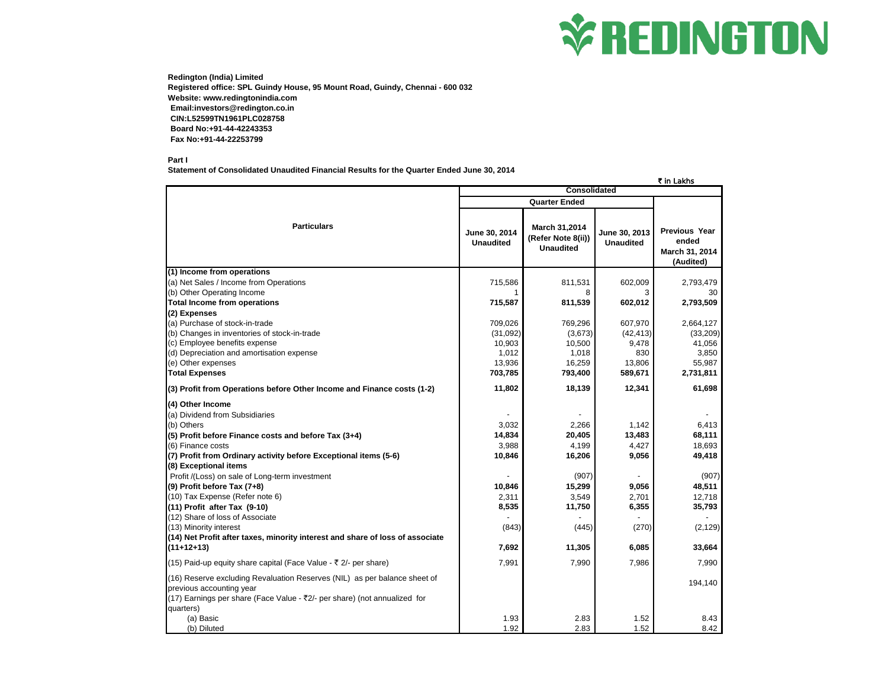**Redington (India) Limited**
**Registered office: SPL Guindy House, 95 Mount Road, Guindy, Chennai - 600 032**
**Website: www.redingtonindia.com**
**Email:investors@redington.co.in**
**CIN:L52599TN1961PLC028758**
**Board No:+91-44-42243353**
**Fax No:+91-44-22253799**

**Part I**

**Statement of Consolidated Unaudited Financial Results for the Quarter Ended June 30, 2014**

₹ in Lakhs

| Particulars | Consolidated | | | |
|---|---|---|---|---|
| | Quarter Ended | | | |
| | June 30, 2014 Unaudited | March 31,2014 (Refer Note 8(ii)) Unaudited | June 30, 2013 Unaudited | Previous Year ended March 31, 2014 (Audited) |
| **(1) Income from operations** | | | | |
| (a) Net Sales / Income from Operations | 715,586 | 811,531 | 602,009 | 2,793,479 |
| (b) Other Operating Income | 1 | 8 | 3 | 30 |
| **Total Income from operations** | **715,587** | **811,539** | **602,012** | **2,793,509** |
| **(2) Expenses** | | | | |
| (a) Purchase of stock-in-trade | 709,026 | 769,296 | 607,970 | 2,664,127 |
| (b) Changes in inventories of stock-in-trade | (31,092) | (3,673) | (42,413) | (33,209) |
| (c) Employee benefits expense | 10,903 | 10,500 | 9,478 | 41,056 |
| (d) Depreciation and amortisation expense | 1,012 | 1,018 | 830 | 3,850 |
| (e) Other expenses | 13,936 | 16,259 | 13,806 | 55,987 |
| **Total Expenses** | **703,785** | **793,400** | **589,671** | **2,731,811** |
| **(3) Profit from Operations before Other Income and Finance costs (1-2)** | **11,802** | **18,139** | **12,341** | **61,698** |
| **(4) Other Income** | | | | |
| (a) Dividend from Subsidiaries | - | - | | - |
| (b) Others | 3,032 | 2,266 | 1,142 | 6,413 |
| **(5) Profit before Finance costs and before Tax (3+4)** | **14,834** | **20,405** | **13,483** | **68,111** |
| (6) Finance costs | 3,988 | 4,199 | 4,427 | 18,693 |
| **(7) Profit from Ordinary activity before Exceptional items (5-6)** | **10,846** | **16,206** | **9,056** | **49,418** |
| **(8) Exceptional items** | | | | |
| Profit /(Loss) on sale of Long-term investment | - | (907) | - | (907) |
| **(9) Profit before Tax (7+8)** | **10,846** | **15,299** | **9,056** | **48,511** |
| (10) Tax Expense (Refer note 6) | 2,311 | 3,549 | 2,701 | 12,718 |
| **(11) Profit after Tax (9-10)** | **8,535** | **11,750** | **6,355** | **35,793** |
| (12) Share of loss of Associate | - | - | - | - |
| (13) Minority interest | (843) | (445) | (270) | (2,129) |
| **(14) Net Profit after taxes, minority interest and share of loss of associate (11+12+13)** | **7,692** | **11,305** | **6,085** | **33,664** |
| (15) Paid-up equity share capital (Face Value - ₹ 2/- per share) | 7,991 | 7,990 | 7,986 | 7,990 |
| (16) Reserve excluding Revaluation Reserves (NIL) as per balance sheet of previous accounting year | | | | 194,140 |
| (17) Earnings per share (Face Value - ₹2/- per share) (not annualized for quarters) | | | | |
| (a) Basic | 1.93 | 2.83 | 1.52 | 8.43 |
| (b) Diluted | 1.92 | 2.83 | 1.52 | 8.42 |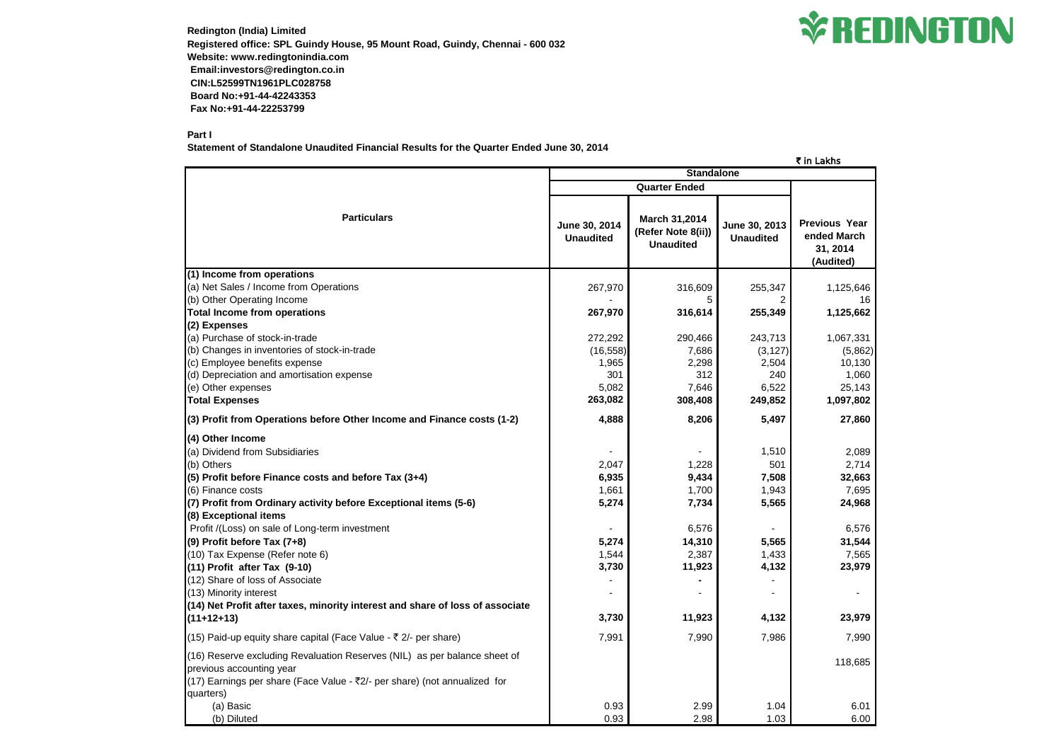**Redington (India) Limited**
**Registered office: SPL Guindy House, 95 Mount Road, Guindy, Chennai - 600 032**
**Website: www.redingtonindia.com**
**Email:investors@redington.co.in**
**CIN:L52599TN1961PLC028758**
**Board No:+91-44-42243353**
**Fax No:+91-44-22253799**

REDINGTON

**Part I**

**Statement of Standalone Unaudited Financial Results for the Quarter Ended June 30, 2014**

₹ in Lakhs

| Particulars | Standalone | | | |
|---|---|---|---|---|
| | Quarter Ended | | | |
| | June 30, 2014 Unaudited | March 31,2014 (Refer Note 8(ii)) Unaudited | June 30, 2013 Unaudited | Previous Year ended March 31, 2014 (Audited) |
| **(1) Income from operations** | | | | |
| (a) Net Sales / Income from Operations | 267,970 | 316,609 | 255,347 | 1,125,646 |
| (b) Other Operating Income | - | 5 | 2 | 16 |
| **Total Income from operations** | **267,970** | **316,614** | **255,349** | **1,125,662** |
| **(2) Expenses** | | | | |
| (a) Purchase of stock-in-trade | 272,292 | 290,466 | 243,713 | 1,067,331 |
| (b) Changes in inventories of stock-in-trade | (16,558) | 7,686 | (3,127) | (5,862) |
| (c) Employee benefits expense | 1,965 | 2,298 | 2,504 | 10,130 |
| (d) Depreciation and amortisation expense | 301 | 312 | 240 | 1,060 |
| (e) Other expenses | 5,082 | 7,646 | 6,522 | 25,143 |
| **Total Expenses** | **263,082** | **308,408** | **249,852** | **1,097,802** |
| **(3) Profit from Operations before Other Income and Finance costs (1-2)** | **4,888** | **8,206** | **5,497** | **27,860** |
| **(4) Other Income** | | | | |
| (a) Dividend from Subsidiaries | - | - | 1,510 | 2,089 |
| (b) Others | 2,047 | 1,228 | 501 | 2,714 |
| **(5) Profit before Finance costs and before Tax (3+4)** | **6,935** | **9,434** | **7,508** | **32,663** |
| (6) Finance costs | 1,661 | 1,700 | 1,943 | 7,695 |
| **(7) Profit from Ordinary activity before Exceptional items (5-6)** | **5,274** | **7,734** | **5,565** | **24,968** |
| **(8) Exceptional items** | | | | |
| Profit /(Loss) on sale of Long-term investment | - | 6,576 | - | 6,576 |
| **(9) Profit before Tax (7+8)** | **5,274** | **14,310** | **5,565** | **31,544** |
| (10) Tax Expense (Refer note 6) | 1,544 | 2,387 | 1,433 | 7,565 |
| **(11) Profit after Tax (9-10)** | **3,730** | **11,923** | **4,132** | **23,979** |
| (12) Share of loss of Associate | - | - | - | |
| (13) Minority interest | - | - | - | - |
| **(14) Net Profit after taxes, minority interest and share of loss of associate (11+12+13)** | **3,730** | **11,923** | **4,132** | **23,979** |
| (15) Paid-up equity share capital (Face Value - ₹ 2/- per share) | 7,991 | 7,990 | 7,986 | 7,990 |
| (16) Reserve excluding Revaluation Reserves (NIL) as per balance sheet of previous accounting year | | | | 118,685 |
| (17) Earnings per share (Face Value - ₹2/- per share) (not annualized for quarters) | | | | |
| (a) Basic | 0.93 | 2.99 | 1.04 | 6.01 |
| (b) Diluted | 0.93 | 2.98 | 1.03 | 6.00 |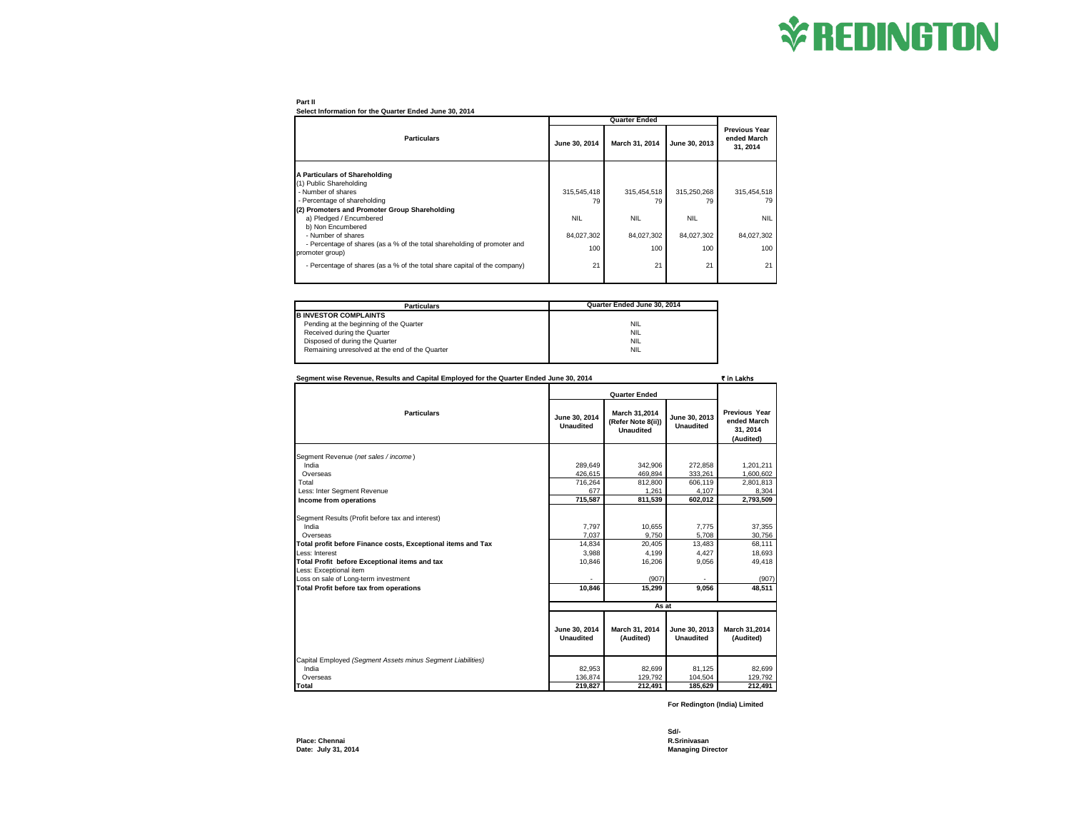REDINGTON

**Part II**

**Select Information for the Quarter Ended June 30, 2014**

| Particulars | Quarter Ended | | | Previous Year ended March 31, 2014 |
|---|---|---|---|---|
| | June 30, 2014 | March 31, 2014 | June 30, 2013 | |
| **A Particulars of Shareholding** | | | | |
| (1) Public Shareholding | | | | |
| - Number of shares | 315,545,418 | 315,454,518 | 315,250,268 | 315,454,518 |
| - Percentage of shareholding | 79 | 79 | 79 | 79 |
| **(2) Promoters and Promoter Group Shareholding** | | | | |
| a) Pledged / Encumbered | NIL | NIL | NIL | NIL |
| b) Non Encumbered | | | | |
| - Number of shares | 84,027,302 | 84,027,302 | 84,027,302 | 84,027,302 |
| - Percentage of shares (as a % of the total shareholding of promoter and promoter group) | 100 | 100 | 100 | 100 |
| - Percentage of shares (as a % of the total share capital of the company) | 21 | 21 | 21 | 21 |

| Particulars | Quarter Ended June 30, 2014 |
|---|---|
| **B INVESTOR COMPLAINTS** | |
| Pending at the beginning of the Quarter | NIL |
| Received during the Quarter | NIL |
| Disposed of during the Quarter | NIL |
| Remaining unresolved at the end of the Quarter | NIL |

**Segment wise Revenue, Results and Capital Employed for the Quarter Ended June 30, 2014**

₹ in Lakhs

| Particulars | Quarter Ended | | | Previous Year ended March 31, 2014 (Audited) |
|---|---|---|---|---|
| | June 30, 2014 Unaudited | March 31,2014 (Refer Note 8(ii)) Unaudited | June 30, 2013 Unaudited | |
| Segment Revenue (*net sales / income*) | | | | |
| India | 289,649 | 342,906 | 272,858 | 1,201,211 |
| Overseas | 426,615 | 469,894 | 333,261 | 1,600,602 |
| Total | 716,264 | 812,800 | 606,119 | 2,801,813 |
| Less: Inter Segment Revenue | 677 | 1,261 | 4,107 | 8,304 |
| **Income from operations** | **715,587** | **811,539** | **602,012** | **2,793,509** |
| Segment Results (Profit before tax and interest) | | | | |
| India | 7,797 | 10,655 | 7,775 | 37,355 |
| Overseas | 7,037 | 9,750 | 5,708 | 30,756 |
| **Total profit before Finance costs, Exceptional items and Tax** | 14,834 | 20,405 | 13,483 | 68,111 |
| Less: Interest | 3,988 | 4,199 | 4,427 | 18,693 |
| **Total Profit before Exceptional items and tax** | 10,846 | 16,206 | 9,056 | 49,418 |
| Less: Exceptional item | | | | |
| Loss on sale of Long-term investment | - | (907) | - | (907) |
| **Total Profit before tax from operations** | **10,846** | **15,299** | **9,056** | **48,511** |
| | As at | | | |
| | June 30, 2014 Unaudited | March 31, 2014 (Audited) | June 30, 2013 Unaudited | March 31,2014 (Audited) |
| Capital Employed (*Segment Assets minus Segment Liabilities*) | | | | |
| India | 82,953 | 82,699 | 81,125 | 82,699 |
| Overseas | 136,874 | 129,792 | 104,504 | 129,792 |
| **Total** | **219,827** | **212,491** | **185,629** | **212,491** |

**For Redington (India) Limited**

**Sd/-**
**R.Srinivasan**
**Managing Director**

**Place: Chennai**
**Date: July 31, 2014**